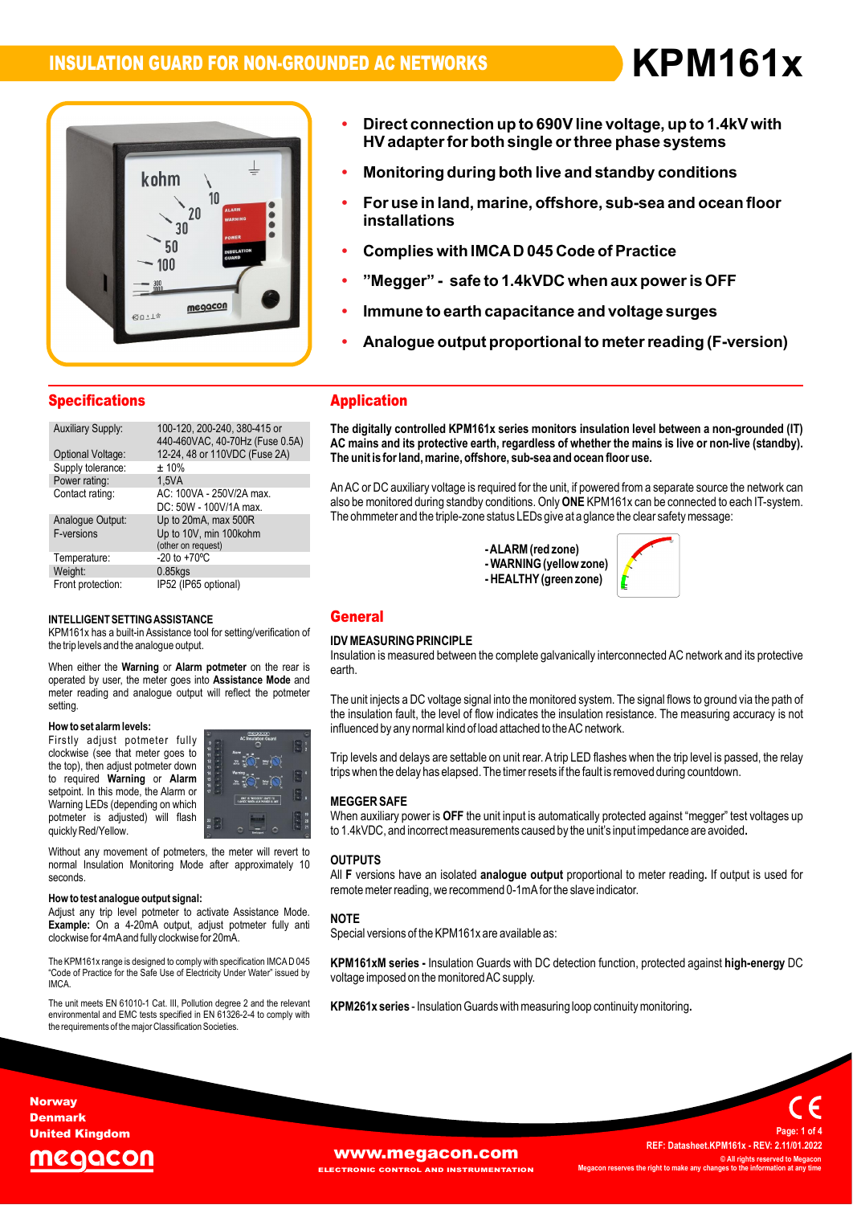# INSULATION GUARD FOR NON-GROUNDED AC NETWORKS

# KPM161x

- **Direct connection up to 690V line voltage, up to 1.4kV with HV adapter for both single or three phase systems**
- **Monitoring during both live and standby conditions**
- **For use in land, marine, offshore, sub-sea and ocean floor installations**
- **Complies with IMCA D 045 Code of Practice**
- **"Megger" - safe to 1.4kVDC when aux power is OFF**
- **Immune to earth capacitance and voltage surges**
- **Analogue output proportional to meter reading (F-version)**

## Specifications

| | |
|---|---|
| Auxiliary Supply: | 100-120, 200-240, 380-415 or 440-460VAC, 40-70Hz (Fuse 0.5A) |
| Optional Voltage: | 12-24, 48 or 110VDC (Fuse 2A) |
| Supply tolerance: | ± 10% |
| Power rating: | 1,5VA |
| Contact rating: | AC: 100VA - 250V/2A max. DC: 50W - 100V/1A max. |
| Analogue Output: F-versions | Up to 20mA, max 500R Up to 10V, min 100kohm (other on request) |
| Temperature: | -20 to +70ºC |
| Weight: | 0.85kgs |
| Front protection: | IP52 (IP65 optional) |

### INTELLIGENT SETTING ASSISTANCE

KPM161x has a built-in Assistance tool for setting/verification of the trip levels and the analogue output.

When either the **Warning** or **Alarm potmeter** on the rear is operated by user, the meter goes into **Assistance Mode** and meter reading and analogue output will reflect the potmeter setting.

**How to set alarm levels:**

Firstly adjust potmeter fully clockwise (see that meter goes to the top), then adjust potmeter down to required **Warning** or **Alarm** setpoint. In this mode, the Alarm or Warning LEDs (depending on which potmeter is adjusted) will flash quickly Red/Yellow.

Without any movement of potmeters, the meter will revert to normal Insulation Monitoring Mode after approximately 10 seconds.

**How to test analogue output signal:**

Adjust any trip level potmeter to activate Assistance Mode. **Example:** On a 4-20mA output, adjust potmeter fully anti clockwise for 4mA and fully clockwise for 20mA.

The KPM161x range is designed to comply with specification IMCA D 045 "Code of Practice for the Safe Use of Electricity Under Water" issued by IMCA.

The unit meets EN 61010-1 Cat. III, Pollution degree 2 and the relevant environmental and EMC tests specified in EN 61326-2-4 to comply with the requirements of the major Classification Societies.

## Application

**The digitally controlled KPM161x series monitors insulation level between a non-grounded (IT) AC mains and its protective earth, regardless of whether the mains is live or non-live (standby). The unit is for land, marine, offshore, sub-sea and ocean floor use.**

An AC or DC auxiliary voltage is required for the unit, if powered from a separate source the network can also be monitored during standby conditions. Only **ONE** KPM161x can be connected to each IT-system. The ohmmeter and the triple-zone status LEDs give at a glance the clear safety message:

- **ALARM (red zone)**
- **WARNING (yellow zone)**
- **HEALTHY (green zone)**

## General

### IDV MEASURING PRINCIPLE

Insulation is measured between the complete galvanically interconnected AC network and its protective earth.

The unit injects a DC voltage signal into the monitored system. The signal flows to ground via the path of the insulation fault, the level of flow indicates the insulation resistance. The measuring accuracy is not influenced by any normal kind of load attached to the AC network.

Trip levels and delays are settable on unit rear. A trip LED flashes when the trip level is passed, the relay trips when the delay has elapsed. The timer resets if the fault is removed during countdown.

### MEGGER SAFE

When auxiliary power is **OFF** the unit input is automatically protected against "megger" test voltages up to 1.4kVDC, and incorrect measurements caused by the unit's input impedance are avoided**.**

### OUTPUTS

All **F** versions have an isolated **analogue output** proportional to meter reading**.** If output is used for remote meter reading, we recommend 0-1mA for the slave indicator.

### NOTE

Special versions of the KPM161x are available as:

**KPM161xM series -** Insulation Guards with DC detection function, protected against **high-energy** DC voltage imposed on the monitored AC supply.

**KPM261x series** - Insulation Guards with measuring loop continuity monitoring**.**

Norway
Denmark
United Kingdom

www.megacon.com
ELECTRONIC CONTROL AND INSTRUMENTATION

REF: Datasheet.KPM161x - REV: 2.11/01.2022
© All rights reserved to Megacon
Megacon reserves the right to make any changes to the information at any time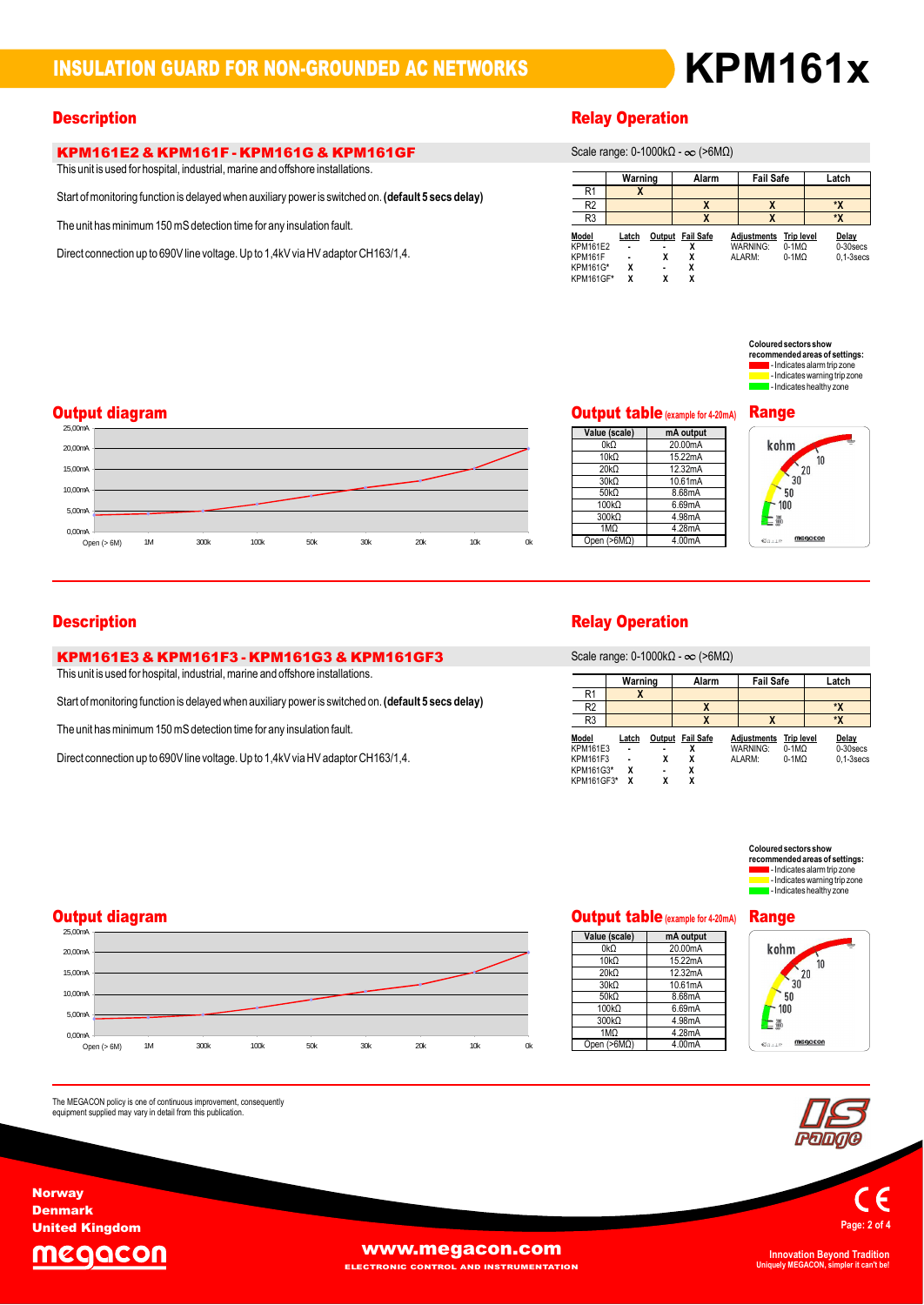# INSULATION GUARD FOR NON-GROUNDED AC NETWORKS

# KPM161x

## Description

### KPM161E2 & KPM161F - KPM161G & KPM161GF

This unit is used for hospital, industrial, marine and offshore installations.

Start of monitoring function is delayed when auxiliary power is switched on. **(default 5 secs delay)**

The unit has minimum 150 mS detection time for any insulation fault.

Direct connection up to 690V line voltage. Up to 1,4kV via HV adaptor CH163/1,4.

## Relay Operation

Scale range: 0-1000kΩ - ∞ (>6MΩ)

| | Warning | Alarm | Fail Safe | Latch |
|---|---|---|---|---|
| R1 | X | | | |
| R2 | | X | X | *X |
| R3 | | X | X | *X |

| Model | Latch | Output | Fail Safe |
|---|---|---|---|
| KPM161E2 | - | - | X |
| KPM161F | - | X | X |
| KPM161G* | X | - | X |
| KPM161GF* | X | X | X |

| Adjustments | Trip level | Delay |
|---|---|---|
| WARNING: | 0-1MΩ | 0-30secs |
| ALARM: | 0-1MΩ | 0,1-3secs |

Coloured sectors show recommended areas of settings:
- Red - Indicates alarm trip zone
- Yellow - Indicates warning trip zone
- Green - Indicates healthy zone

## Output diagram

## Output table (example for 4-20mA)

| Value (scale) | mA output |
|---|---|
| 0kΩ | 20.00mA |
| 10kΩ | 15.22mA |
| 20kΩ | 12.32mA |
| 30kΩ | 10.61mA |
| 50kΩ | 8.68mA |
| 100kΩ | 6.69mA |
| 300kΩ | 4.98mA |
| 1MΩ | 4.28mA |
| Open (>6MΩ) | 4.00mA |

## Range

## Description

### KPM161E3 & KPM161F3 - KPM161G3 & KPM161GF3

This unit is used for hospital, industrial, marine and offshore installations.

Start of monitoring function is delayed when auxiliary power is switched on. **(default 5 secs delay)**

The unit has minimum 150 mS detection time for any insulation fault.

Direct connection up to 690V line voltage. Up to 1,4kV via HV adaptor CH163/1,4.

## Relay Operation

Scale range: 0-1000kΩ - ∞ (>6MΩ)

| | Warning | Alarm | Fail Safe | Latch |
|---|---|---|---|---|
| R1 | X | | | |
| R2 | | X | | *X |
| R3 | | X | X | *X |

| Model | Latch | Output | Fail Safe |
|---|---|---|---|
| KPM161E3 | - | - | X |
| KPM161F3 | - | X | X |
| KPM161G3* | X | - | X |
| KPM161GF3* | X | X | X |

| Adjustments | Trip level | Delay |
|---|---|---|
| WARNING: | 0-1MΩ | 0-30secs |
| ALARM: | 0-1MΩ | 0,1-3secs |

Coloured sectors show recommended areas of settings:
- Red - Indicates alarm trip zone
- Yellow - Indicates warning trip zone
- Green - Indicates healthy zone

## Output diagram

## Output table (example for 4-20mA)

| Value (scale) | mA output |
|---|---|
| 0kΩ | 20.00mA |
| 10kΩ | 15.22mA |
| 20kΩ | 12.32mA |
| 30kΩ | 10.61mA |
| 50kΩ | 8.68mA |
| 100kΩ | 6.69mA |
| 300kΩ | 4.98mA |
| 1MΩ | 4.28mA |
| Open (>6MΩ) | 4.00mA |

## Range

The MEGACON policy is one of continuous improvement, consequently equipment supplied may vary in detail from this publication.

Norway
Denmark
United Kingdom

www.megacon.com
ELECTRONIC CONTROL AND INSTRUMENTATION

Innovation Beyond Tradition
Uniquely MEGACON, simpler it can't be!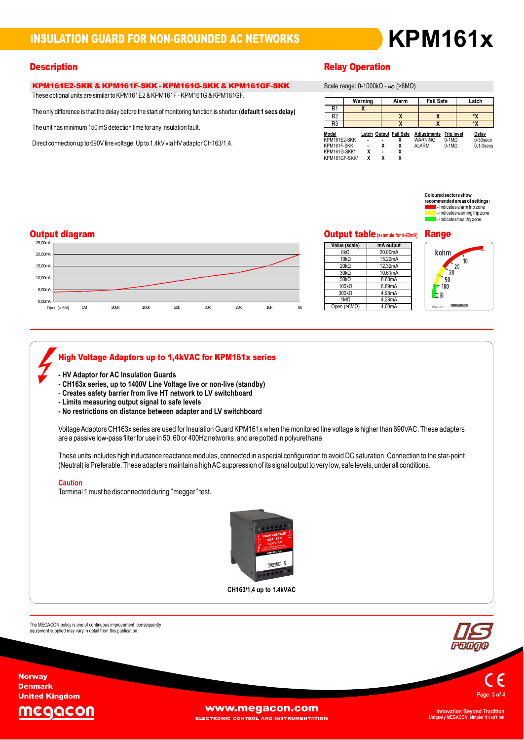# INSULATION GUARD FOR NON-GROUNDED AC NETWORKS

# KPM161x

## Description

**KPM161E2-SKK & KPM161F-SKK - KPM161G-SKK & KPM161GF-SKK**

These optional units are similar to KPM161E2 & KPM161F - KPM161G & KPM161GF.

The only difference is that the delay before the start of monitoring function is shorter. **(default 1 secs delay)**

The unit has minimum 150 mS detection time for any insulation fault.

Direct connection up to 690V line voltage. Up to 1,4kV via HV adaptor CH163/1,4.

## Relay Operation

Scale range: 0-1000kΩ - ∞ (>6MΩ)

| | Warning | Alarm | Fail Safe | Latch |
|---|---|---|---|---|
| R1 | X | | | |
| R2 | | X | X | *X |
| R3 | | X | X | *X |

| Model | Latch | Output | Fail Safe | Adjustments | Trip level | Delay |
|---|---|---|---|---|---|---|
| KPM161E2-SKK | - | - | X | WARNING: | 0-1MΩ | 0-30secs |
| KPM161F-SKK | - | X | X | ALARM: | 0-1MΩ | 0,1-3secs |
| KPM161G-SKK* | X | - | X | | | |
| KPM161GF-SKK* | X | X | X | | | |

**Coloured sectors show recommended areas of settings:**
- Indicates alarm trip zone
- Indicates warning trip zone
- Indicates healthy zone

## Output diagram

## Output table (example for 4-20mA)

| Value (scale) | mA output |
|---|---|
| 0kΩ | 20.00mA |
| 10kΩ | 15.22mA |
| 20kΩ | 12.32mA |
| 30kΩ | 10.61mA |
| 50kΩ | 8.68mA |
| 100kΩ | 6.69mA |
| 300kΩ | 4.98mA |
| 1MΩ | 4.28mA |
| Open (>6MΩ) | 4.00mA |

## Range

## High Voltage Adaptors up to 1,4kVAC for KPM161x series

- **HV Adaptor for AC Insulation Guards**
- **CH163x series, up to 1400V Line Voltage live or non-live (standby)**
- **Creates safety barrier from live HT network to LV switchboard**
- **Limits measuring output signal to safe levels**
- **No restrictions on distance between adapter and LV switchboard**

Voltage Adaptors CH163x series are used for Insulation Guard KPM161x when the monitored line voltage is higher than 690VAC. These adapters are a passive low-pass filter for use in 50, 60 or 400Hz networks, and are potted in polyurethane.

These units includes high inductance reactance modules, connected in a special configuration to avoid DC saturation. Connection to the star-point (Neutral) is Preferable. These adapters maintain a high AC suppression of its signal output to very low, safe levels, under all conditions.

### Caution

Terminal 1 must be disconnected during "megger" test.

**CH163/1,4 up to 1.4kVAC**

The MEGACON policy is one of continuous improvement, consequently equipment supplied may vary in detail from this publication.

Norway
Denmark
United Kingdom

www.megacon.com
ELECTRONIC CONTROL AND INSTRUMENTATION

Innovation Beyond Tradition
Uniquely MEGACON, simpler it can't be!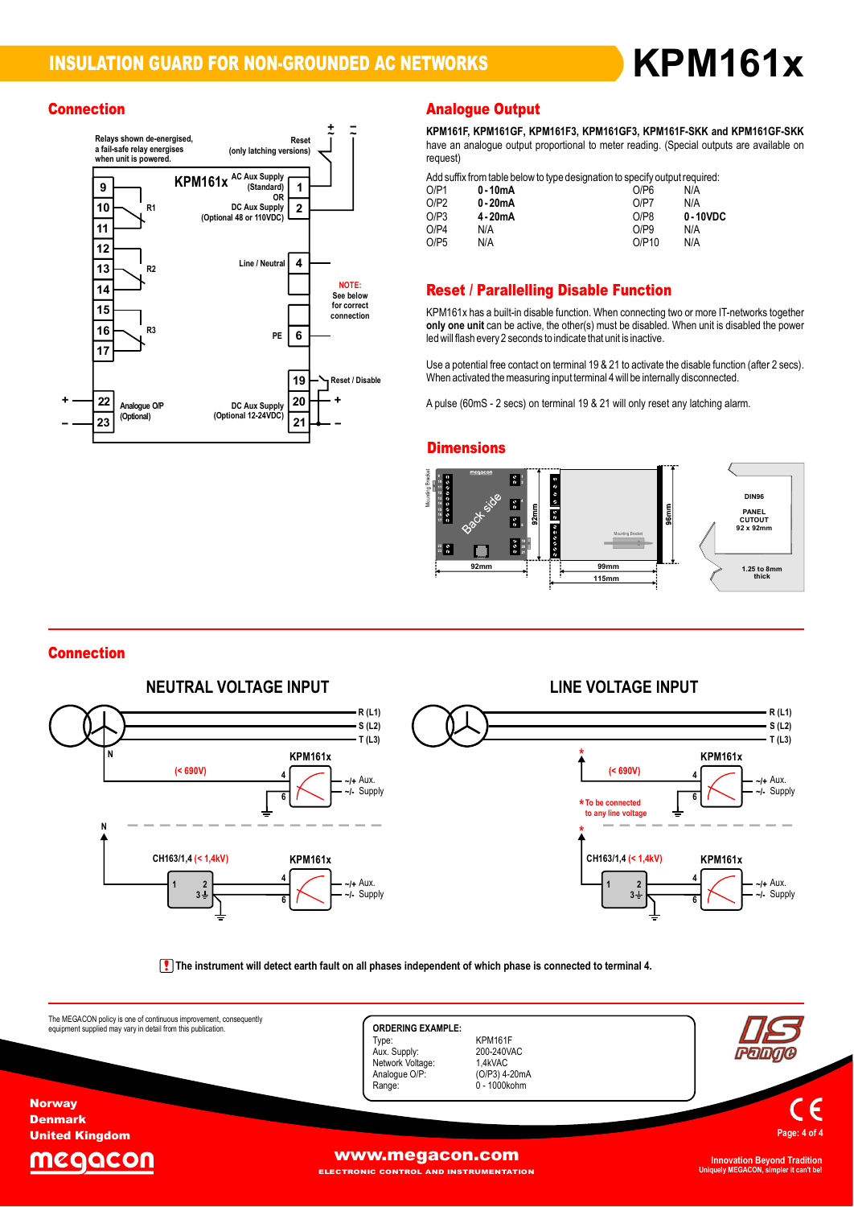# INSULATION GUARD FOR NON-GROUNDED AC NETWORKS

# KPM161x

## Connection

Relays shown de-energised, a fail-safe relay energises when unit is powered.

Reset (only latching versions)

KPM161x

AC Aux Supply (Standard) OR DC Aux Supply (Optional 48 or 110VDC)

Line / Neutral

NOTE: See below for correct connection

PE

Reset / Disable

Analogue O/P (Optional)

DC Aux Supply (Optional 12-24VDC)

## Analogue Output

**KPM161F, KPM161GF, KPM161F3, KPM161GF3, KPM161F-SKK and KPM161GF-SKK** have an analogue output proportional to meter reading. (Special outputs are available on request)

Add suffix from table below to type designation to specify output required:

| | | | |
|---|---|---|---|
| O/P1 | **0 - 10mA** | O/P6 | N/A |
| O/P2 | **0 - 20mA** | O/P7 | N/A |
| O/P3 | **4 - 20mA** | O/P8 | **0 - 10VDC** |
| O/P4 | N/A | O/P9 | N/A |
| O/P5 | N/A | O/P10 | N/A |

## Reset / Parallelling Disable Function

KPM161x has a built-in disable function. When connecting two or more IT-networks together **only one unit** can be active, the other(s) must be disabled. When unit is disabled the power led will flash every 2 seconds to indicate that unit is inactive.

Use a potential free contact on terminal 19 & 21 to activate the disable function (after 2 secs). When activated the measuring input terminal 4 will be internally disconnected.

A pulse (60mS - 2 secs) on terminal 19 & 21 will only reset any latching alarm.

## Dimensions

Back side

92mm

92mm

99mm

115mm

96mm

DIN96

PANEL CUTOUT 92 x 92mm

1.25 to 8mm thick

## Connection

### NEUTRAL VOLTAGE INPUT

R (L1)
S (L2)
T (L3)

N

(< 690V)

KPM161x

~/+ Aux.
~/- Supply

CH163/1,4 (< 1,4kV)

### LINE VOLTAGE INPUT

* To be connected to any line voltage

(< 690V)

CH163/1,4 (< 1,4kV)

**The instrument will detect earth fault on all phases independent of which phase is connected to terminal 4.**

The MEGACON policy is one of continuous improvement, consequently equipment supplied may vary in detail from this publication.

**ORDERING EXAMPLE:**

| | |
|---|---|
| Type: | KPM161F |
| Aux. Supply: | 200-240VAC |
| Network Voltage: | 1,4kVAC |
| Analogue O/P: | (O/P3) 4-20mA |
| Range: | 0 - 1000kohm |

Norway
Denmark
United Kingdom

megacon

www.megacon.com
ELECTRONIC CONTROL AND INSTRUMENTATION

Innovation Beyond Tradition
Uniquely MEGACON, simpler it can't be!